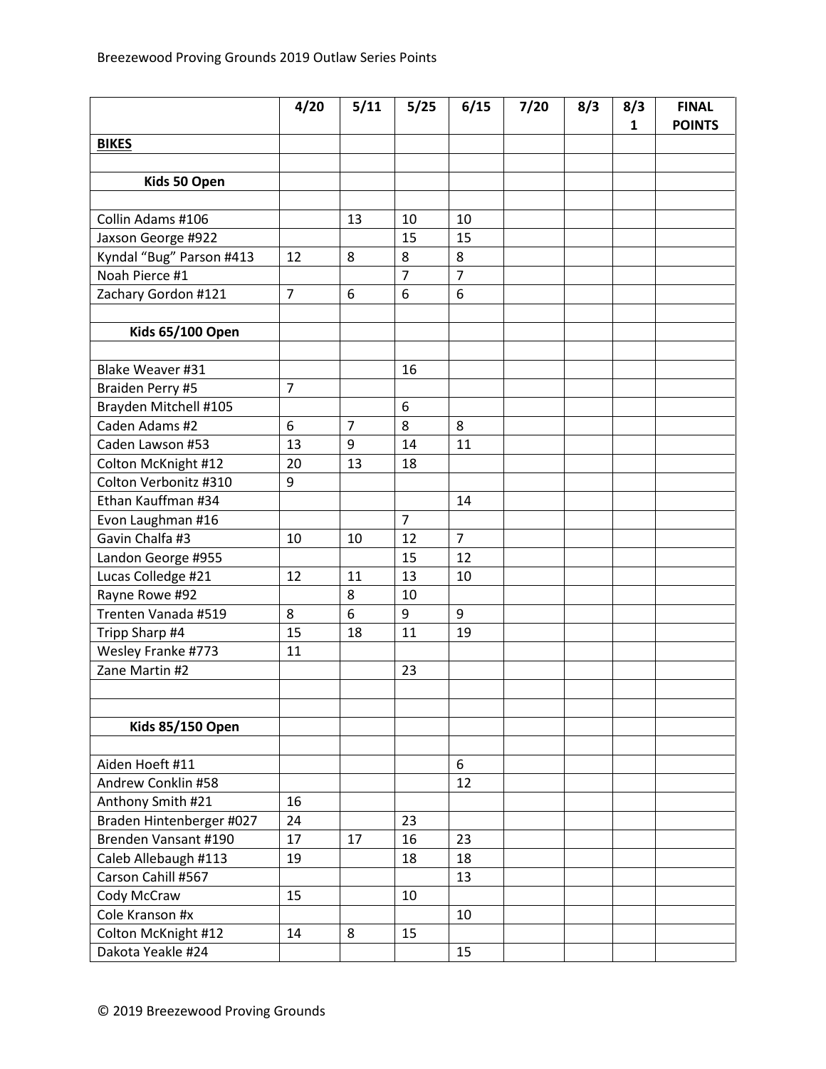Breezewood Proving Grounds 2019 Outlaw Series Points

| | 4/20 | 5/11 | 5/25 | 6/15 | 7/20 | 8/3 | 8/31 | FINAL POINTS |
|---|---|---|---|---|---|---|---|---|
| **BIKES** | | | | | | | | |
| | | | | | | | | |
| **Kids 50 Open** | | | | | | | | |
| | | | | | | | | |
| Collin Adams #106 | | 13 | 10 | 10 | | | | |
| Jaxson George #922 | | | 15 | 15 | | | | |
| Kyndal “Bug” Parson #413 | 12 | 8 | 8 | 8 | | | | |
| Noah Pierce #1 | | | 7 | 7 | | | | |
| Zachary Gordon #121 | 7 | 6 | 6 | 6 | | | | |
| | | | | | | | | |
| **Kids 65/100 Open** | | | | | | | | |
| | | | | | | | | |
| Blake Weaver #31 | | | 16 | | | | | |
| Braiden Perry #5 | 7 | | | | | | | |
| Brayden Mitchell #105 | | | 6 | | | | | |
| Caden Adams #2 | 6 | 7 | 8 | 8 | | | | |
| Caden Lawson #53 | 13 | 9 | 14 | 11 | | | | |
| Colton McKnight #12 | 20 | 13 | 18 | | | | | |
| Colton Verbonitz #310 | 9 | | | | | | | |
| Ethan Kauffman #34 | | | | 14 | | | | |
| Evon Laughman #16 | | | 7 | | | | | |
| Gavin Chalfa #3 | 10 | 10 | 12 | 7 | | | | |
| Landon George #955 | | | 15 | 12 | | | | |
| Lucas Colledge #21 | 12 | 11 | 13 | 10 | | | | |
| Rayne Rowe #92 | | 8 | 10 | | | | | |
| Trenten Vanada #519 | 8 | 6 | 9 | 9 | | | | |
| Tripp Sharp #4 | 15 | 18 | 11 | 19 | | | | |
| Wesley Franke #773 | 11 | | | | | | | |
| Zane Martin #2 | | | 23 | | | | | |
| | | | | | | | | |
| | | | | | | | | |
| **Kids 85/150 Open** | | | | | | | | |
| | | | | | | | | |
| Aiden Hoeft #11 | | | | 6 | | | | |
| Andrew Conklin #58 | | | | 12 | | | | |
| Anthony Smith #21 | 16 | | | | | | | |
| Braden Hintenberger #027 | 24 | | 23 | | | | | |
| Brenden Vansant #190 | 17 | 17 | 16 | 23 | | | | |
| Caleb Allebaugh #113 | 19 | | 18 | 18 | | | | |
| Carson Cahill #567 | | | | 13 | | | | |
| Cody McCraw | 15 | | 10 | | | | | |
| Cole Kranson #x | | | | 10 | | | | |
| Colton McKnight #12 | 14 | 8 | 15 | | | | | |
| Dakota Yeakle #24 | | | | 15 | | | | |

© 2019 Breezewood Proving Grounds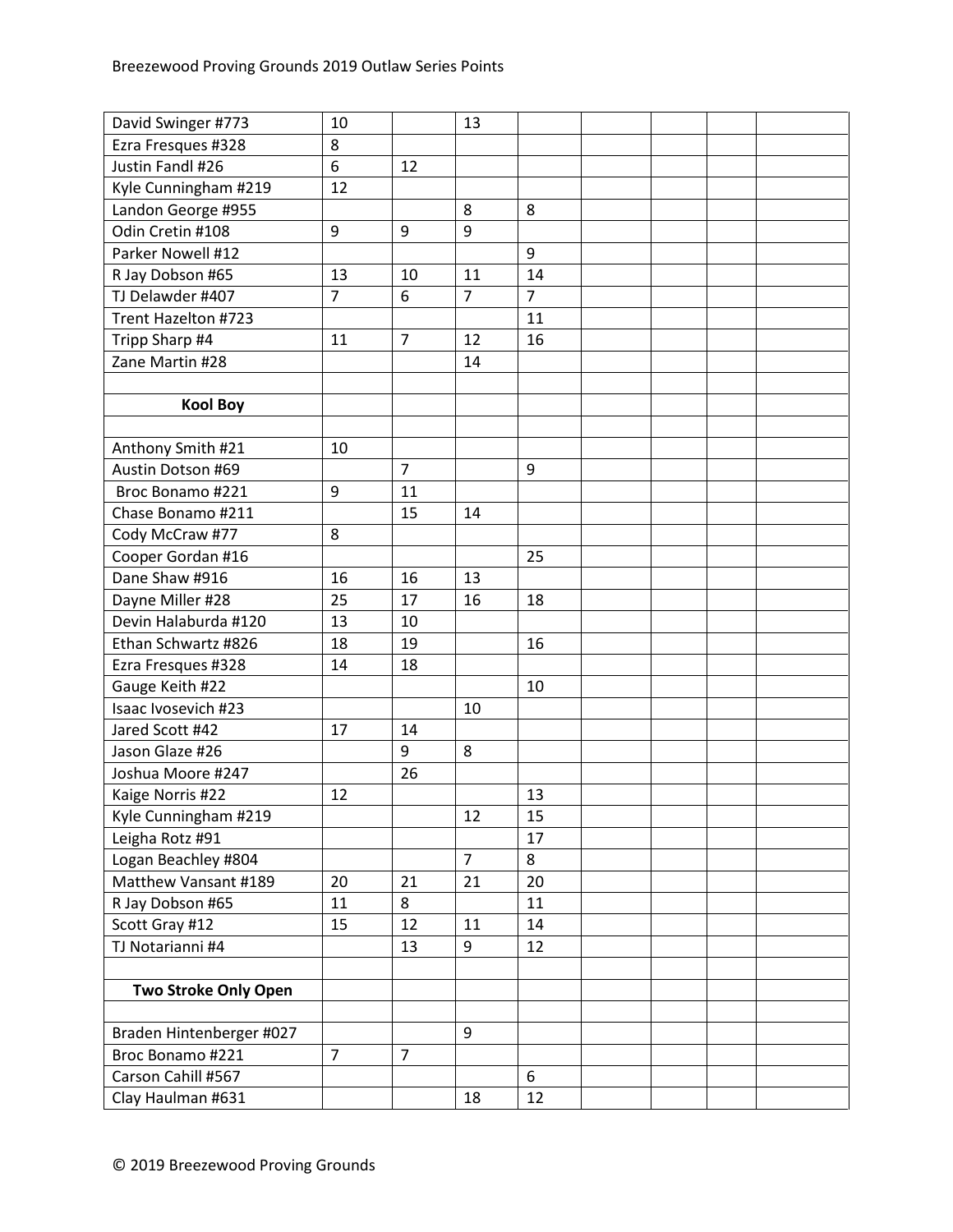| | | | | | | | | |
|---|---|---|---|---|---|---|---|---|
| David Swinger #773 | 10 | | 13 | | | | | |
| Ezra Fresques #328 | 8 | | | | | | | |
| Justin Fandl #26 | 6 | 12 | | | | | | |
| Kyle Cunningham #219 | 12 | | | | | | | |
| Landon George #955 | | | 8 | 8 | | | | |
| Odin Cretin #108 | 9 | 9 | 9 | | | | | |
| Parker Nowell #12 | | | | 9 | | | | |
| R Jay Dobson #65 | 13 | 10 | 11 | 14 | | | | |
| TJ Delawder #407 | 7 | 6 | 7 | 7 | | | | |
| Trent Hazelton #723 | | | | 11 | | | | |
| Tripp Sharp #4 | 11 | 7 | 12 | 16 | | | | |
| Zane Martin #28 | | | 14 | | | | | |
| | | | | | | | | |
| **Kool Boy** | | | | | | | | |
| | | | | | | | | |
| Anthony Smith #21 | 10 | | | | | | | |
| Austin Dotson #69 | | 7 | | 9 | | | | |
| Broc Bonamo #221 | 9 | 11 | | | | | | |
| Chase Bonamo #211 | | 15 | 14 | | | | | |
| Cody McCraw #77 | 8 | | | | | | | |
| Cooper Gordan #16 | | | | 25 | | | | |
| Dane Shaw #916 | 16 | 16 | 13 | | | | | |
| Dayne Miller #28 | 25 | 17 | 16 | 18 | | | | |
| Devin Halaburda #120 | 13 | 10 | | | | | | |
| Ethan Schwartz #826 | 18 | 19 | | 16 | | | | |
| Ezra Fresques #328 | 14 | 18 | | | | | | |
| Gauge Keith #22 | | | | 10 | | | | |
| Isaac Ivosevich #23 | | | 10 | | | | | |
| Jared Scott #42 | 17 | 14 | | | | | | |
| Jason Glaze #26 | | 9 | 8 | | | | | |
| Joshua Moore #247 | | 26 | | | | | | |
| Kaige Norris #22 | 12 | | | 13 | | | | |
| Kyle Cunningham #219 | | | 12 | 15 | | | | |
| Leigha Rotz #91 | | | | 17 | | | | |
| Logan Beachley #804 | | | 7 | 8 | | | | |
| Matthew Vansant #189 | 20 | 21 | 21 | 20 | | | | |
| R Jay Dobson #65 | 11 | 8 | | 11 | | | | |
| Scott Gray #12 | 15 | 12 | 11 | 14 | | | | |
| TJ Notarianni #4 | | 13 | 9 | 12 | | | | |
| | | | | | | | | |
| **Two Stroke Only Open** | | | | | | | | |
| | | | | | | | | |
| Braden Hintenberger #027 | | | 9 | | | | | |
| Broc Bonamo #221 | 7 | 7 | | | | | | |
| Carson Cahill #567 | | | | 6 | | | | |
| Clay Haulman #631 | | | 18 | 12 | | | | |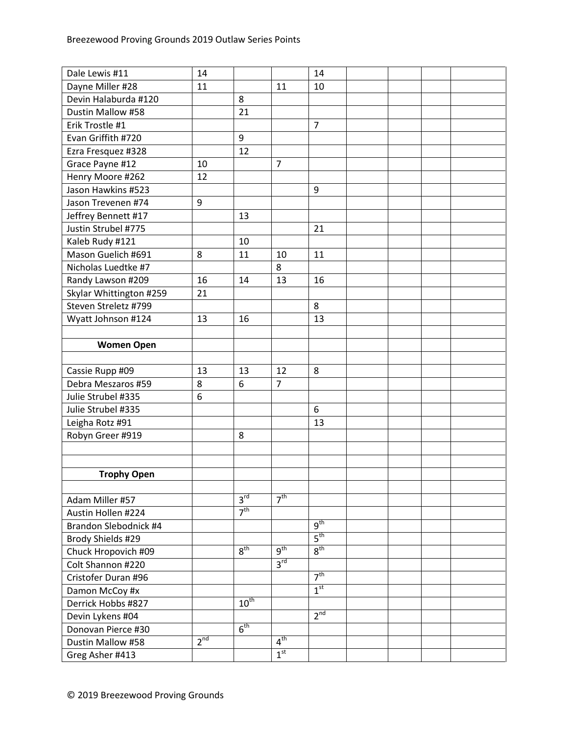| | | | | | | | | |
|---|---|---|---|---|---|---|---|---|
| Dale Lewis #11 | 14 | | | 14 | | | | |
| Dayne Miller #28 | 11 | | 11 | 10 | | | | |
| Devin Halaburda #120 | | 8 | | | | | | |
| Dustin Mallow #58 | | 21 | | | | | | |
| Erik Trostle #1 | | | | 7 | | | | |
| Evan Griffith #720 | | 9 | | | | | | |
| Ezra Fresquez #328 | | 12 | | | | | | |
| Grace Payne #12 | 10 | | 7 | | | | | |
| Henry Moore #262 | 12 | | | | | | | |
| Jason Hawkins #523 | | | | 9 | | | | |
| Jason Trevenen #74 | 9 | | | | | | | |
| Jeffrey Bennett #17 | | 13 | | | | | | |
| Justin Strubel #775 | | | | 21 | | | | |
| Kaleb Rudy #121 | | 10 | | | | | | |
| Mason Guelich #691 | 8 | 11 | 10 | 11 | | | | |
| Nicholas Luedtke #7 | | | 8 | | | | | |
| Randy Lawson #209 | 16 | 14 | 13 | 16 | | | | |
| Skylar Whittington #259 | 21 | | | | | | | |
| Steven Streletz #799 | | | | 8 | | | | |
| Wyatt Johnson #124 | 13 | 16 | | 13 | | | | |
| | | | | | | | | |
| **Women Open** | | | | | | | | |
| | | | | | | | | |
| Cassie Rupp #09 | 13 | 13 | 12 | 8 | | | | |
| Debra Meszaros #59 | 8 | 6 | 7 | | | | | |
| Julie Strubel #335 | 6 | | | | | | | |
| Julie Strubel #335 | | | | 6 | | | | |
| Leigha Rotz #91 | | | | 13 | | | | |
| Robyn Greer #919 | | 8 | | | | | | |
| | | | | | | | | |
| | | | | | | | | |
| **Trophy Open** | | | | | | | | |
| | | | | | | | | |
| Adam Miller #57 | | 3rd | 7th | | | | | |
| Austin Hollen #224 | | 7th | | | | | | |
| Brandon Slebodnick #4 | | | | 9th | | | | |
| Brody Shields #29 | | | | 5th | | | | |
| Chuck Hropovich #09 | | 8th | 9th | 8th | | | | |
| Colt Shannon #220 | | | 3rd | | | | | |
| Cristofer Duran #96 | | | | 7th | | | | |
| Damon McCoy #x | | | | 1st | | | | |
| Derrick Hobbs #827 | | 10th | | | | | | |
| Devin Lykens #04 | | | | 2nd | | | | |
| Donovan Pierce #30 | | 6th | | | | | | |
| Dustin Mallow #58 | 2nd | | 4th | | | | | |
| Greg Asher #413 | | | 1st | | | | | |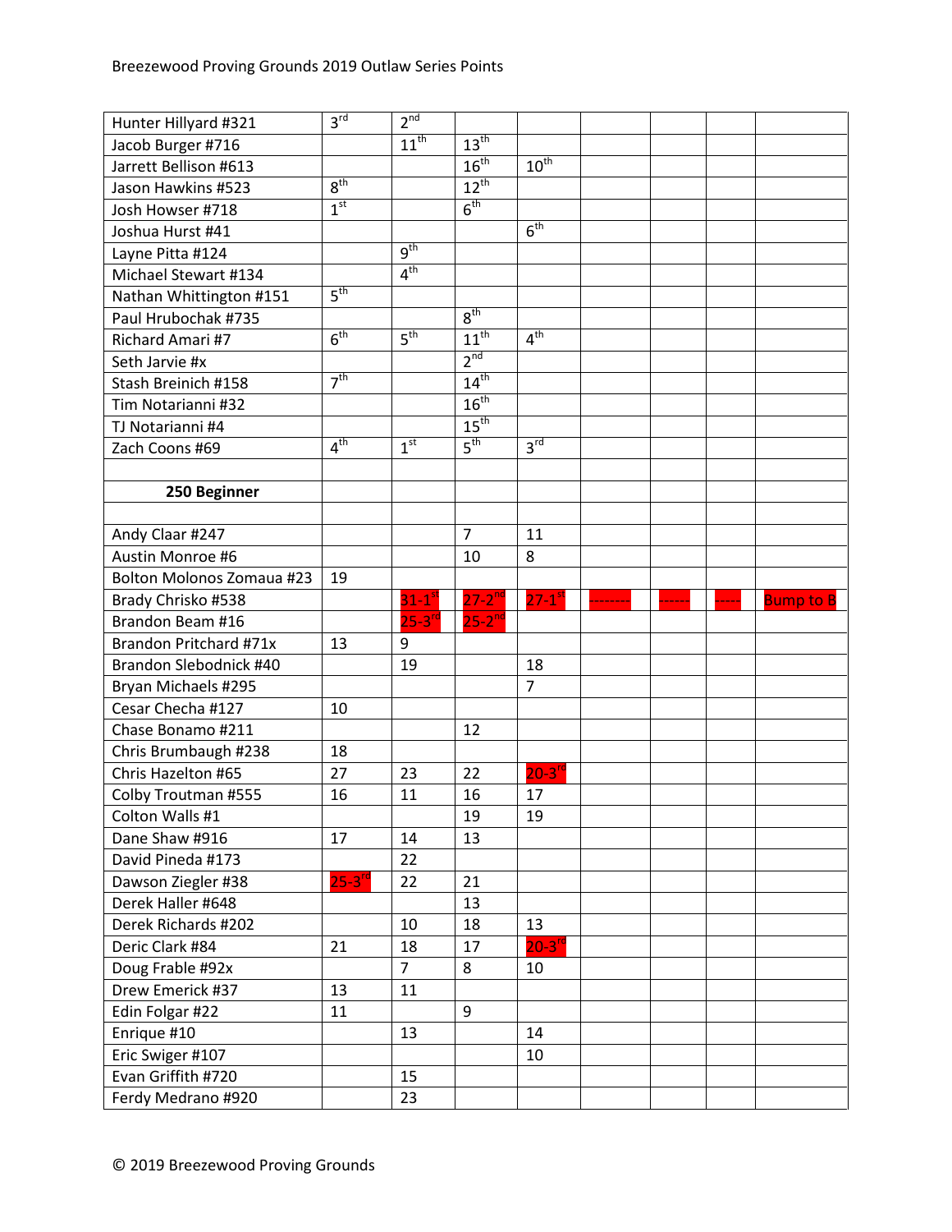| | | | | | | | | |
|---|---|---|---|---|---|---|---|---|
| Hunter Hillyard #321 | 3rd | 2nd | | | | | | |
| Jacob Burger #716 | | 11th | 13th | | | | | |
| Jarrett Bellison #613 | | | 16th | 10th | | | | |
| Jason Hawkins #523 | 8th | | 12th | | | | | |
| Josh Howser #718 | 1st | | 6th | | | | | |
| Joshua Hurst #41 | | | | 6th | | | | |
| Layne Pitta #124 | | 9th | | | | | | |
| Michael Stewart #134 | | 4th | | | | | | |
| Nathan Whittington #151 | 5th | | | | | | | |
| Paul Hrubochak #735 | | | 8th | | | | | |
| Richard Amari #7 | 6th | 5th | 11th | 4th | | | | |
| Seth Jarvie #x | | | 2nd | | | | | |
| Stash Breinich #158 | 7th | | 14th | | | | | |
| Tim Notarianni #32 | | | 16th | | | | | |
| TJ Notarianni #4 | | | 15th | | | | | |
| Zach Coons #69 | 4th | 1st | 5th | 3rd | | | | |
| | | | | | | | | |
| **250 Beginner** | | | | | | | | |
| | | | | | | | | |
| Andy Claar #247 | | | 7 | 11 | | | | |
| Austin Monroe #6 | | | 10 | 8 | | | | |
| Bolton Molonos Zomaua #23 | 19 | | | | | | | |
| Brady Chrisko #538 | | 31-1st | 27-2nd | 27-1st | -------- | ------ | ----- | Bump to B |
| Brandon Beam #16 | | 25-3rd | 25-2nd | | | | | |
| Brandon Pritchard #71x | 13 | 9 | | | | | | |
| Brandon Slebodnick #40 | | 19 | | 18 | | | | |
| Bryan Michaels #295 | | | | 7 | | | | |
| Cesar Checha #127 | 10 | | | | | | | |
| Chase Bonamo #211 | | | 12 | | | | | |
| Chris Brumbaugh #238 | 18 | | | | | | | |
| Chris Hazelton #65 | 27 | 23 | 22 | 20-3rd | | | | |
| Colby Troutman #555 | 16 | 11 | 16 | 17 | | | | |
| Colton Walls #1 | | | 19 | 19 | | | | |
| Dane Shaw #916 | 17 | 14 | 13 | | | | | |
| David Pineda #173 | | 22 | | | | | | |
| Dawson Ziegler #38 | 25-3rd | 22 | 21 | | | | | |
| Derek Haller #648 | | | 13 | | | | | |
| Derek Richards #202 | | 10 | 18 | 13 | | | | |
| Deric Clark #84 | 21 | 18 | 17 | 20-3rd | | | | |
| Doug Frable #92x | | 7 | 8 | 10 | | | | |
| Drew Emerick #37 | 13 | 11 | | | | | | |
| Edin Folgar #22 | 11 | | 9 | | | | | |
| Enrique #10 | | 13 | | 14 | | | | |
| Eric Swiger #107 | | | | 10 | | | | |
| Evan Griffith #720 | | 15 | | | | | | |
| Ferdy Medrano #920 | | 23 | | | | | | |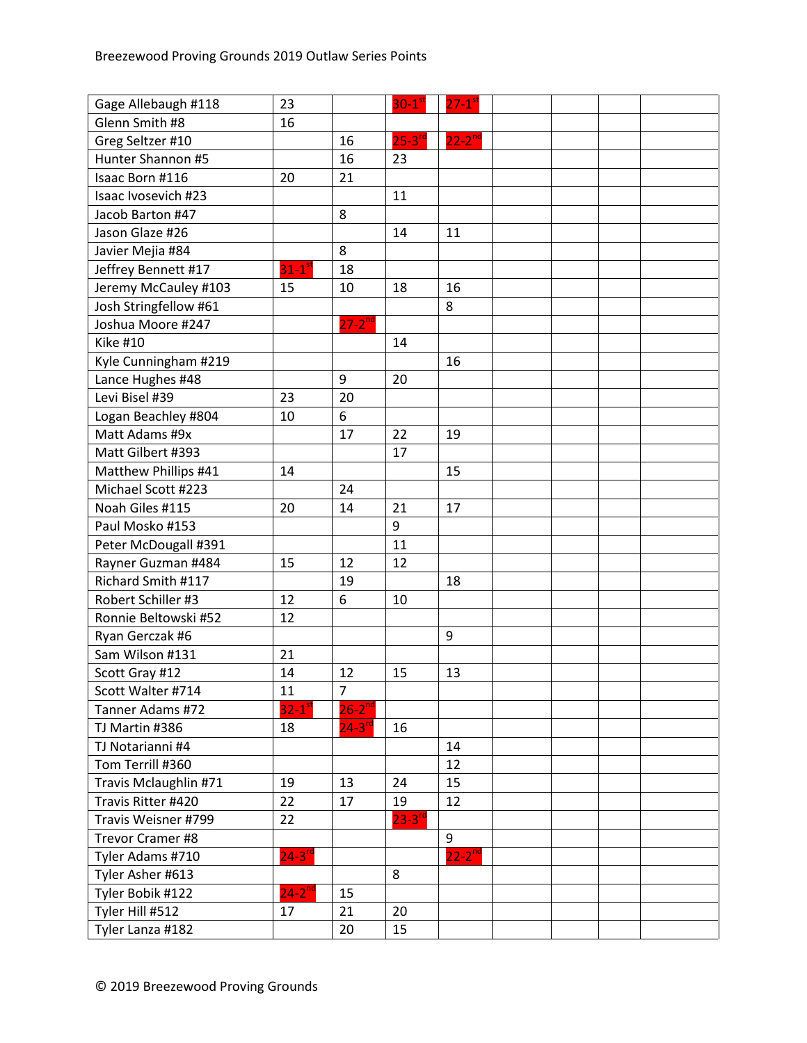| | | | | | | | | |
|---|---|---|---|---|---|---|---|---|
| Gage Allebaugh #118 | 23 | | 30-1st | 27-1st | | | | |
| Glenn Smith #8 | 16 | | | | | | | |
| Greg Seltzer #10 | | 16 | 25-3rd | 22-2nd | | | | |
| Hunter Shannon #5 | | 16 | 23 | | | | | |
| Isaac Born #116 | 20 | 21 | | | | | | |
| Isaac Ivosevich #23 | | | 11 | | | | | |
| Jacob Barton #47 | | 8 | | | | | | |
| Jason Glaze #26 | | | 14 | 11 | | | | |
| Javier Mejia #84 | | 8 | | | | | | |
| Jeffrey Bennett #17 | 31-1st | 18 | | | | | | |
| Jeremy McCauley #103 | 15 | 10 | 18 | 16 | | | | |
| Josh Stringfellow #61 | | | | 8 | | | | |
| Joshua Moore #247 | | 27-2nd | | | | | | |
| Kike #10 | | | 14 | | | | | |
| Kyle Cunningham #219 | | | | 16 | | | | |
| Lance Hughes #48 | | 9 | 20 | | | | | |
| Levi Bisel #39 | 23 | 20 | | | | | | |
| Logan Beachley #804 | 10 | 6 | | | | | | |
| Matt Adams #9x | | 17 | 22 | 19 | | | | |
| Matt Gilbert #393 | | | 17 | | | | | |
| Matthew Phillips #41 | 14 | | | 15 | | | | |
| Michael Scott #223 | | 24 | | | | | | |
| Noah Giles #115 | 20 | 14 | 21 | 17 | | | | |
| Paul Mosko #153 | | | 9 | | | | | |
| Peter McDougall #391 | | | 11 | | | | | |
| Rayner Guzman #484 | 15 | 12 | 12 | | | | | |
| Richard Smith #117 | | 19 | | 18 | | | | |
| Robert Schiller #3 | 12 | 6 | 10 | | | | | |
| Ronnie Beltowski #52 | 12 | | | | | | | |
| Ryan Gerczak #6 | | | | 9 | | | | |
| Sam Wilson #131 | 21 | | | | | | | |
| Scott Gray #12 | 14 | 12 | 15 | 13 | | | | |
| Scott Walter #714 | 11 | 7 | | | | | | |
| Tanner Adams #72 | 32-1st | 26-2nd | | | | | | |
| TJ Martin #386 | 18 | 24-3rd | 16 | | | | | |
| TJ Notarianni #4 | | | | 14 | | | | |
| Tom Terrill #360 | | | | 12 | | | | |
| Travis Mclaughlin #71 | 19 | 13 | 24 | 15 | | | | |
| Travis Ritter #420 | 22 | 17 | 19 | 12 | | | | |
| Travis Weisner #799 | 22 | | 23-3rd | | | | | |
| Trevor Cramer #8 | | | | 9 | | | | |
| Tyler Adams #710 | 24-3rd | | | 22-2nd | | | | |
| Tyler Asher #613 | | | 8 | | | | | |
| Tyler Bobik #122 | 24-2nd | 15 | | | | | | |
| Tyler Hill #512 | 17 | 21 | 20 | | | | | |
| Tyler Lanza #182 | | 20 | 15 | | | | | |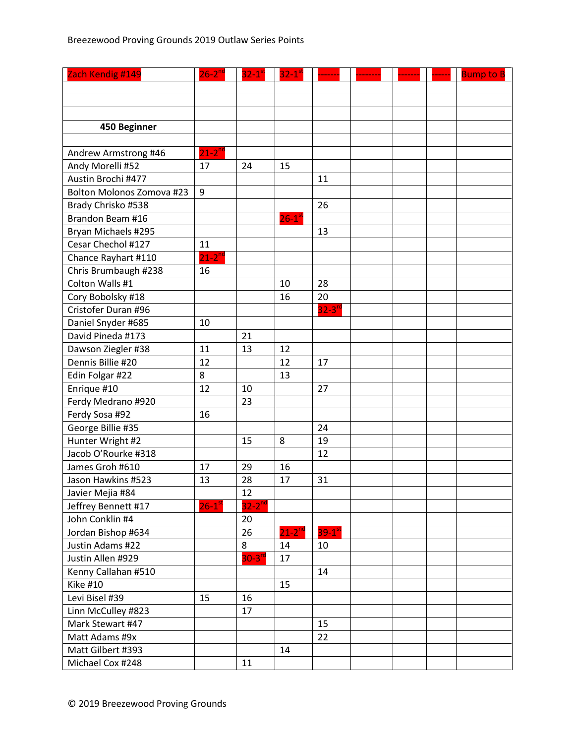| Zach Kendig #149 | 26-2nd | 32-1st | 32-1st | ------- | -------- | ------- | ------ | Bump to B |
|---|---|---|---|---|---|---|---|---|
| | | | | | | | | |
| | | | | | | | | |
| | | | | | | | | |
| **450 Beginner** | | | | | | | | |
| | | | | | | | | |
| Andrew Armstrong #46 | 21-2nd | | | | | | | |
| Andy Morelli #52 | 17 | 24 | 15 | | | | | |
| Austin Brochi #477 | | | | 11 | | | | |
| Bolton Molonos Zomova #23 | 9 | | | | | | | |
| Brady Chrisko #538 | | | | 26 | | | | |
| Brandon Beam #16 | | | 26-1st | | | | | |
| Bryan Michaels #295 | | | | 13 | | | | |
| Cesar Chechol #127 | 11 | | | | | | | |
| Chance Rayhart #110 | 21-2nd | | | | | | | |
| Chris Brumbaugh #238 | 16 | | | | | | | |
| Colton Walls #1 | | | 10 | 28 | | | | |
| Cory Bobolsky #18 | | | 16 | 20 | | | | |
| Cristofer Duran #96 | | | | 32-3rd | | | | |
| Daniel Snyder #685 | 10 | | | | | | | |
| David Pineda #173 | | 21 | | | | | | |
| Dawson Ziegler #38 | 11 | 13 | 12 | | | | | |
| Dennis Billie #20 | 12 | | 12 | 17 | | | | |
| Edin Folgar #22 | 8 | | 13 | | | | | |
| Enrique #10 | 12 | 10 | | 27 | | | | |
| Ferdy Medrano #920 | | 23 | | | | | | |
| Ferdy Sosa #92 | 16 | | | | | | | |
| George Billie #35 | | | | 24 | | | | |
| Hunter Wright #2 | | 15 | 8 | 19 | | | | |
| Jacob O'Rourke #318 | | | | 12 | | | | |
| James Groh #610 | 17 | 29 | 16 | | | | | |
| Jason Hawkins #523 | 13 | 28 | 17 | 31 | | | | |
| Javier Mejia #84 | | 12 | | | | | | |
| Jeffrey Bennett #17 | 26-1st | 32-2nd | | | | | | |
| John Conklin #4 | | 20 | | | | | | |
| Jordan Bishop #634 | | 26 | 21-2nd | 39-1st | | | | |
| Justin Adams #22 | | 8 | 14 | 10 | | | | |
| Justin Allen #929 | | 30-3rd | 17 | | | | | |
| Kenny Callahan #510 | | | | 14 | | | | |
| Kike #10 | | | 15 | | | | | |
| Levi Bisel #39 | 15 | 16 | | | | | | |
| Linn McCulley #823 | | 17 | | | | | | |
| Mark Stewart #47 | | | | 15 | | | | |
| Matt Adams #9x | | | | 22 | | | | |
| Matt Gilbert #393 | | | 14 | | | | | |
| Michael Cox #248 | | 11 | | | | | | |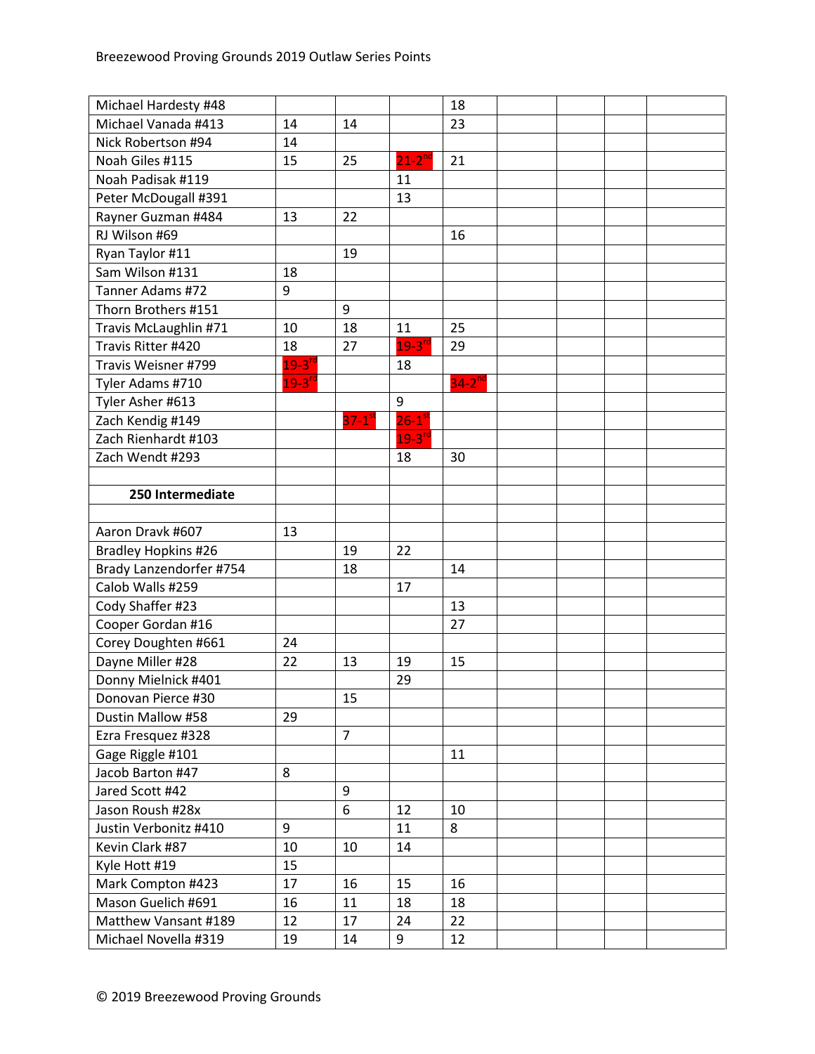Breezewood Proving Grounds 2019 Outlaw Series Points

| | | | | | | | | |
|---|---|---|---|---|---|---|---|---|
| Michael Hardesty #48 | | | | 18 | | | | |
| Michael Vanada #413 | 14 | 14 | | 23 | | | | |
| Nick Robertson #94 | 14 | | | | | | | |
| Noah Giles #115 | 15 | 25 | 21-2nd | 21 | | | | |
| Noah Padisak #119 | | | 11 | | | | | |
| Peter McDougall #391 | | | 13 | | | | | |
| Rayner Guzman #484 | 13 | 22 | | | | | | |
| RJ Wilson #69 | | | | 16 | | | | |
| Ryan Taylor #11 | | 19 | | | | | | |
| Sam Wilson #131 | 18 | | | | | | | |
| Tanner Adams #72 | 9 | | | | | | | |
| Thorn Brothers #151 | | 9 | | | | | | |
| Travis McLaughlin #71 | 10 | 18 | 11 | 25 | | | | |
| Travis Ritter #420 | 18 | 27 | 19-3rd | 29 | | | | |
| Travis Weisner #799 | 19-3rd | | 18 | | | | | |
| Tyler Adams #710 | 19-3rd | | | 34-2nd | | | | |
| Tyler Asher #613 | | | 9 | | | | | |
| Zach Kendig #149 | | 37-1st | 26-1st | | | | | |
| Zach Rienhardt #103 | | | 19-3rd | | | | | |
| Zach Wendt #293 | | | 18 | 30 | | | | |
| | | | | | | | | |
| **250 Intermediate** | | | | | | | | |
| | | | | | | | | |
| Aaron Dravk #607 | 13 | | | | | | | |
| Bradley Hopkins #26 | | 19 | 22 | | | | | |
| Brady Lanzendorfer #754 | | 18 | | 14 | | | | |
| Calob Walls #259 | | | 17 | | | | | |
| Cody Shaffer #23 | | | | 13 | | | | |
| Cooper Gordan #16 | | | | 27 | | | | |
| Corey Doughten #661 | 24 | | | | | | | |
| Dayne Miller #28 | 22 | 13 | 19 | 15 | | | | |
| Donny Mielnick #401 | | | 29 | | | | | |
| Donovan Pierce #30 | | 15 | | | | | | |
| Dustin Mallow #58 | 29 | | | | | | | |
| Ezra Fresquez #328 | | 7 | | | | | | |
| Gage Riggle #101 | | | | 11 | | | | |
| Jacob Barton #47 | 8 | | | | | | | |
| Jared Scott #42 | | 9 | | | | | | |
| Jason Roush #28x | | 6 | 12 | 10 | | | | |
| Justin Verbonitz #410 | 9 | | 11 | 8 | | | | |
| Kevin Clark #87 | 10 | 10 | 14 | | | | | |
| Kyle Hott #19 | 15 | | | | | | | |
| Mark Compton #423 | 17 | 16 | 15 | 16 | | | | |
| Mason Guelich #691 | 16 | 11 | 18 | 18 | | | | |
| Matthew Vansant #189 | 12 | 17 | 24 | 22 | | | | |
| Michael Novella #319 | 19 | 14 | 9 | 12 | | | | |

© 2019 Breezewood Proving Grounds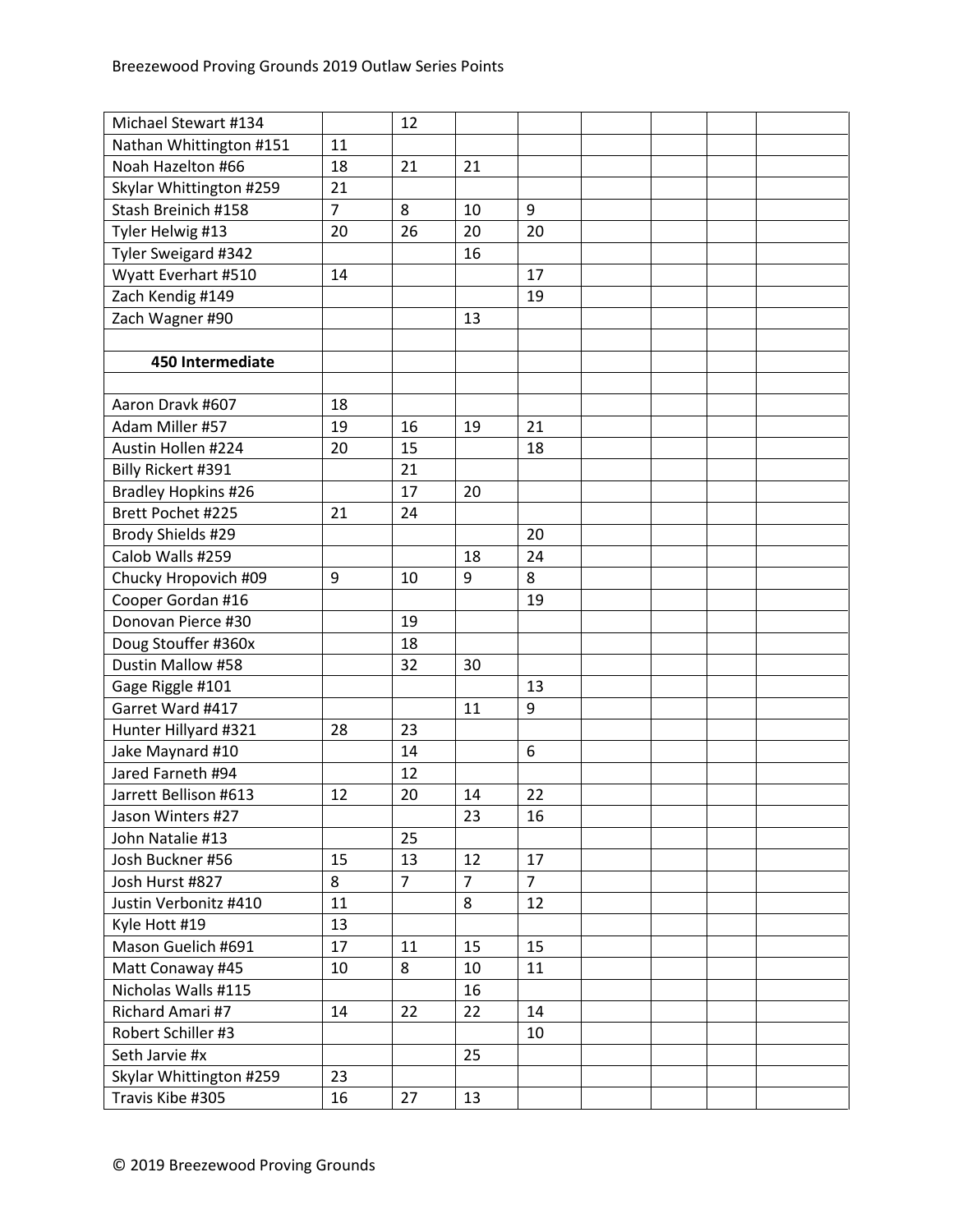| | | | | | | | | |
|---|---|---|---|---|---|---|---|---|
| Michael Stewart #134 | | 12 | | | | | | |
| Nathan Whittington #151 | 11 | | | | | | | |
| Noah Hazelton #66 | 18 | 21 | 21 | | | | | |
| Skylar Whittington #259 | 21 | | | | | | | |
| Stash Breinich #158 | 7 | 8 | 10 | 9 | | | | |
| Tyler Helwig #13 | 20 | 26 | 20 | 20 | | | | |
| Tyler Sweigard #342 | | | 16 | | | | | |
| Wyatt Everhart #510 | 14 | | | 17 | | | | |
| Zach Kendig #149 | | | | 19 | | | | |
| Zach Wagner #90 | | | 13 | | | | | |
| | | | | | | | | |
| **450 Intermediate** | | | | | | | | |
| | | | | | | | | |
| Aaron Dravk #607 | 18 | | | | | | | |
| Adam Miller #57 | 19 | 16 | 19 | 21 | | | | |
| Austin Hollen #224 | 20 | 15 | | 18 | | | | |
| Billy Rickert #391 | | 21 | | | | | | |
| Bradley Hopkins #26 | | 17 | 20 | | | | | |
| Brett Pochet #225 | 21 | 24 | | | | | | |
| Brody Shields #29 | | | | 20 | | | | |
| Calob Walls #259 | | | 18 | 24 | | | | |
| Chucky Hropovich #09 | 9 | 10 | 9 | 8 | | | | |
| Cooper Gordan #16 | | | | 19 | | | | |
| Donovan Pierce #30 | | 19 | | | | | | |
| Doug Stouffer #360x | | 18 | | | | | | |
| Dustin Mallow #58 | | 32 | 30 | | | | | |
| Gage Riggle #101 | | | | 13 | | | | |
| Garret Ward #417 | | | 11 | 9 | | | | |
| Hunter Hillyard #321 | 28 | 23 | | | | | | |
| Jake Maynard #10 | | 14 | | 6 | | | | |
| Jared Farneth #94 | | 12 | | | | | | |
| Jarrett Bellison #613 | 12 | 20 | 14 | 22 | | | | |
| Jason Winters #27 | | | 23 | 16 | | | | |
| John Natalie #13 | | 25 | | | | | | |
| Josh Buckner #56 | 15 | 13 | 12 | 17 | | | | |
| Josh Hurst #827 | 8 | 7 | 7 | 7 | | | | |
| Justin Verbonitz #410 | 11 | | 8 | 12 | | | | |
| Kyle Hott #19 | 13 | | | | | | | |
| Mason Guelich #691 | 17 | 11 | 15 | 15 | | | | |
| Matt Conaway #45 | 10 | 8 | 10 | 11 | | | | |
| Nicholas Walls #115 | | | 16 | | | | | |
| Richard Amari #7 | 14 | 22 | 22 | 14 | | | | |
| Robert Schiller #3 | | | | 10 | | | | |
| Seth Jarvie #x | | | 25 | | | | | |
| Skylar Whittington #259 | 23 | | | | | | | |
| Travis Kibe #305 | 16 | 27 | 13 | | | | | |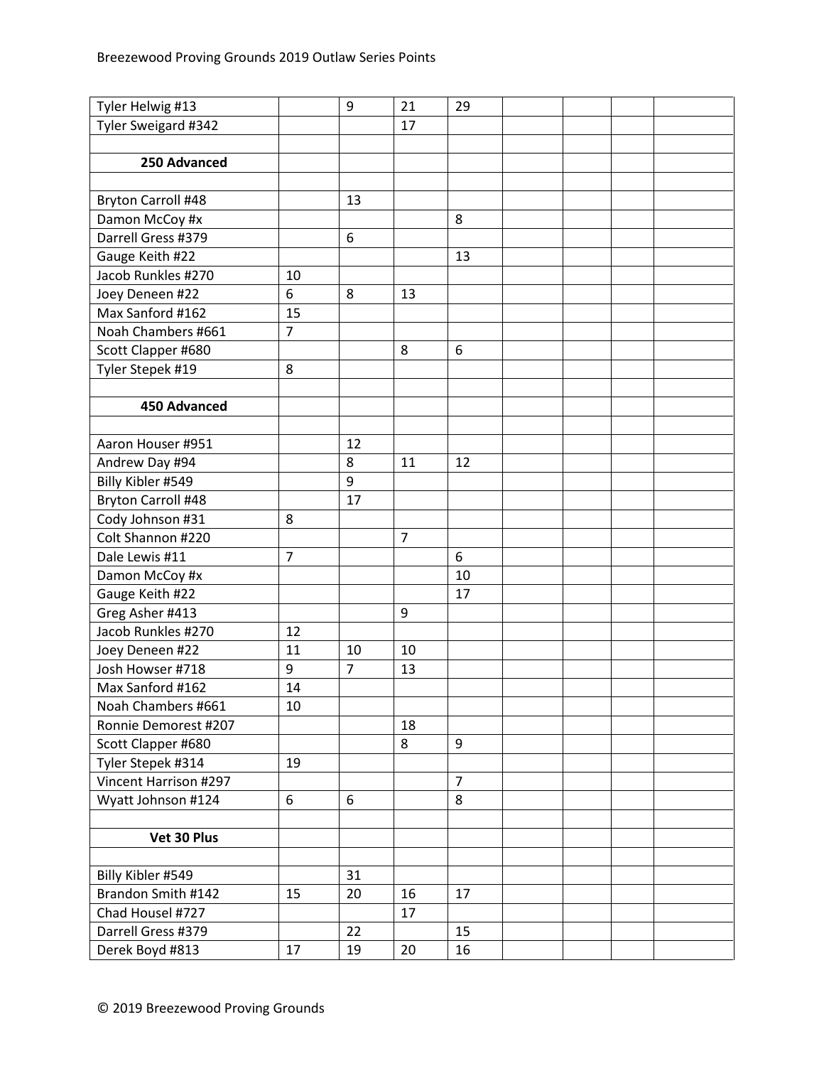| | | | | | | | | |
|---|---|---|---|---|---|---|---|---|
| Tyler Helwig #13 | | 9 | 21 | 29 | | | | |
| Tyler Sweigard #342 | | | 17 | | | | | |
| | | | | | | | | |
| **250 Advanced** | | | | | | | | |
| | | | | | | | | |
| Bryton Carroll #48 | | 13 | | | | | | |
| Damon McCoy #x | | | | 8 | | | | |
| Darrell Gress #379 | | 6 | | | | | | |
| Gauge Keith #22 | | | | 13 | | | | |
| Jacob Runkles #270 | 10 | | | | | | | |
| Joey Deneen #22 | 6 | 8 | 13 | | | | | |
| Max Sanford #162 | 15 | | | | | | | |
| Noah Chambers #661 | 7 | | | | | | | |
| Scott Clapper #680 | | | 8 | 6 | | | | |
| Tyler Stepek #19 | 8 | | | | | | | |
| | | | | | | | | |
| **450 Advanced** | | | | | | | | |
| | | | | | | | | |
| Aaron Houser #951 | | 12 | | | | | | |
| Andrew Day #94 | | 8 | 11 | 12 | | | | |
| Billy Kibler #549 | | 9 | | | | | | |
| Bryton Carroll #48 | | 17 | | | | | | |
| Cody Johnson #31 | 8 | | | | | | | |
| Colt Shannon #220 | | | 7 | | | | | |
| Dale Lewis #11 | 7 | | | 6 | | | | |
| Damon McCoy #x | | | | 10 | | | | |
| Gauge Keith #22 | | | | 17 | | | | |
| Greg Asher #413 | | | 9 | | | | | |
| Jacob Runkles #270 | 12 | | | | | | | |
| Joey Deneen #22 | 11 | 10 | 10 | | | | | |
| Josh Howser #718 | 9 | 7 | 13 | | | | | |
| Max Sanford #162 | 14 | | | | | | | |
| Noah Chambers #661 | 10 | | | | | | | |
| Ronnie Demorest #207 | | | 18 | | | | | |
| Scott Clapper #680 | | | 8 | 9 | | | | |
| Tyler Stepek #314 | 19 | | | | | | | |
| Vincent Harrison #297 | | | | 7 | | | | |
| Wyatt Johnson #124 | 6 | 6 | | 8 | | | | |
| | | | | | | | | |
| **Vet 30 Plus** | | | | | | | | |
| | | | | | | | | |
| Billy Kibler #549 | | 31 | | | | | | |
| Brandon Smith #142 | 15 | 20 | 16 | 17 | | | | |
| Chad Housel #727 | | | 17 | | | | | |
| Darrell Gress #379 | | 22 | | 15 | | | | |
| Derek Boyd #813 | 17 | 19 | 20 | 16 | | | | |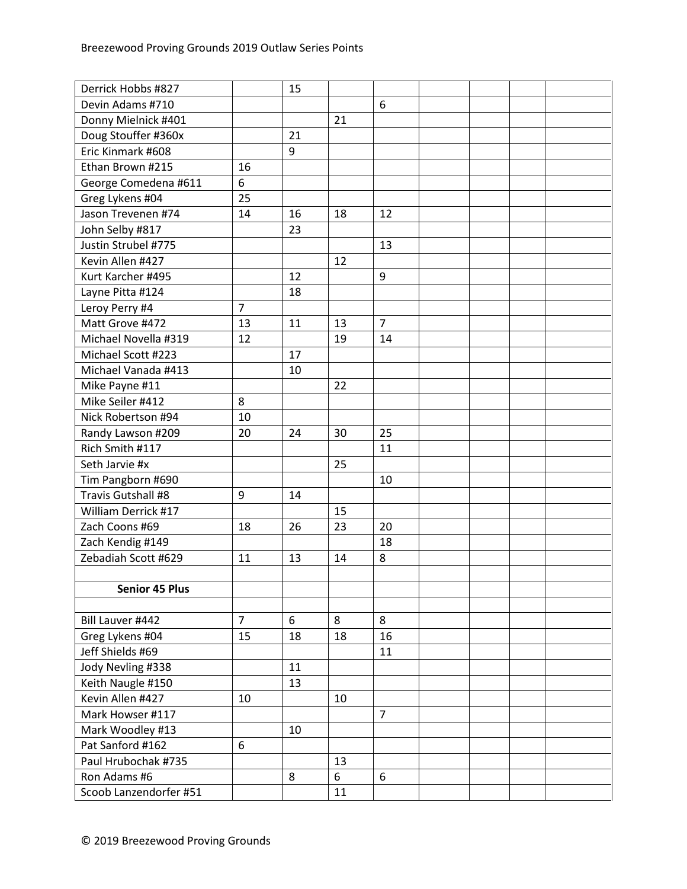| | | | | | | | | |
|---|---|---|---|---|---|---|---|---|
| Derrick Hobbs #827 | | 15 | | | | | | |
| Devin Adams #710 | | | | 6 | | | | |
| Donny Mielnick #401 | | | 21 | | | | | |
| Doug Stouffer #360x | | 21 | | | | | | |
| Eric Kinmark #608 | | 9 | | | | | | |
| Ethan Brown #215 | 16 | | | | | | | |
| George Comedena #611 | 6 | | | | | | | |
| Greg Lykens #04 | 25 | | | | | | | |
| Jason Trevenen #74 | 14 | 16 | 18 | 12 | | | | |
| John Selby #817 | | 23 | | | | | | |
| Justin Strubel #775 | | | | 13 | | | | |
| Kevin Allen #427 | | | 12 | | | | | |
| Kurt Karcher #495 | | 12 | | 9 | | | | |
| Layne Pitta #124 | | 18 | | | | | | |
| Leroy Perry #4 | 7 | | | | | | | |
| Matt Grove #472 | 13 | 11 | 13 | 7 | | | | |
| Michael Novella #319 | 12 | | 19 | 14 | | | | |
| Michael Scott #223 | | 17 | | | | | | |
| Michael Vanada #413 | | 10 | | | | | | |
| Mike Payne #11 | | | 22 | | | | | |
| Mike Seiler #412 | 8 | | | | | | | |
| Nick Robertson #94 | 10 | | | | | | | |
| Randy Lawson #209 | 20 | 24 | 30 | 25 | | | | |
| Rich Smith #117 | | | | 11 | | | | |
| Seth Jarvie #x | | | 25 | | | | | |
| Tim Pangborn #690 | | | | 10 | | | | |
| Travis Gutshall #8 | 9 | 14 | | | | | | |
| William Derrick #17 | | | 15 | | | | | |
| Zach Coons #69 | 18 | 26 | 23 | 20 | | | | |
| Zach Kendig #149 | | | | 18 | | | | |
| Zebadiah Scott #629 | 11 | 13 | 14 | 8 | | | | |
| | | | | | | | | |
| **Senior 45 Plus** | | | | | | | | |
| | | | | | | | | |
| Bill Lauver #442 | 7 | 6 | 8 | 8 | | | | |
| Greg Lykens #04 | 15 | 18 | 18 | 16 | | | | |
| Jeff Shields #69 | | | | 11 | | | | |
| Jody Nevling #338 | | 11 | | | | | | |
| Keith Naugle #150 | | 13 | | | | | | |
| Kevin Allen #427 | 10 | | 10 | | | | | |
| Mark Howser #117 | | | | 7 | | | | |
| Mark Woodley #13 | | 10 | | | | | | |
| Pat Sanford #162 | 6 | | | | | | | |
| Paul Hrubochak #735 | | | 13 | | | | | |
| Ron Adams #6 | | 8 | 6 | 6 | | | | |
| Scoob Lanzendorfer #51 | | | 11 | | | | | |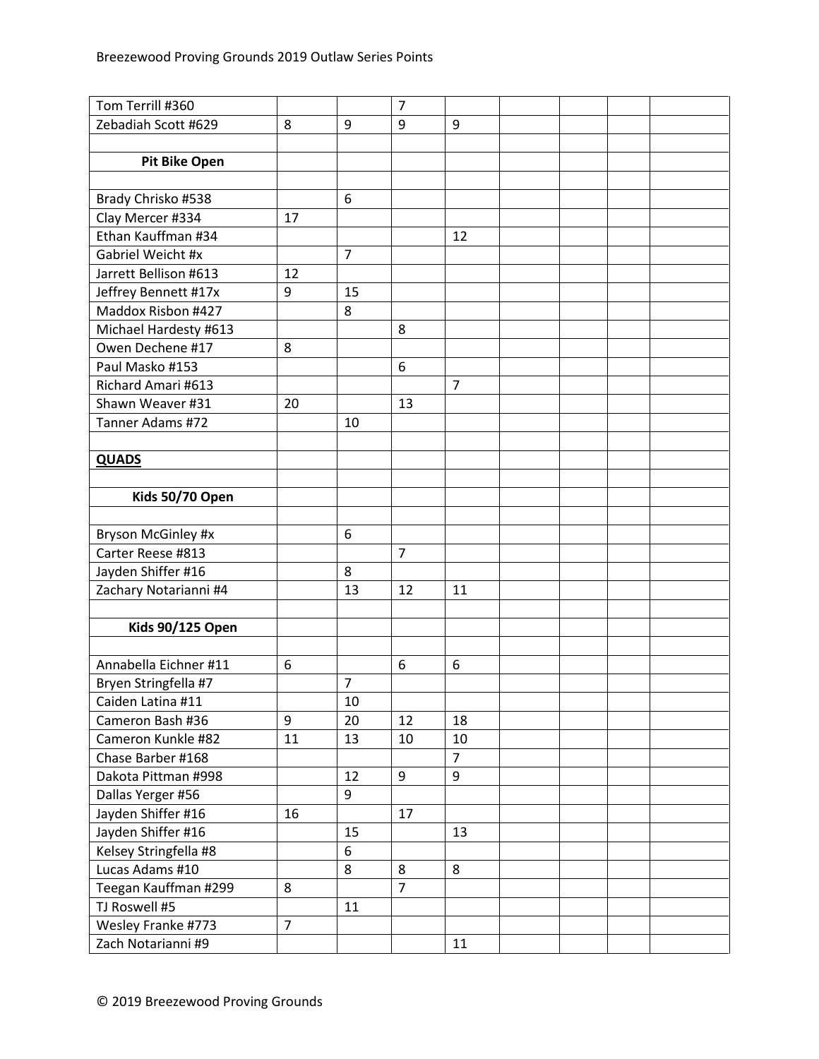| | | | | | | | | |
|---|---|---|---|---|---|---|---|---|
| Tom Terrill #360 | | | 7 | | | | | |
| Zebadiah Scott #629 | 8 | 9 | 9 | 9 | | | | |
| | | | | | | | | |
| **Pit Bike Open** | | | | | | | | |
| | | | | | | | | |
| Brady Chrisko #538 | | 6 | | | | | | |
| Clay Mercer #334 | 17 | | | | | | | |
| Ethan Kauffman #34 | | | | 12 | | | | |
| Gabriel Weicht #x | | 7 | | | | | | |
| Jarrett Bellison #613 | 12 | | | | | | | |
| Jeffrey Bennett #17x | 9 | 15 | | | | | | |
| Maddox Risbon #427 | | 8 | | | | | | |
| Michael Hardesty #613 | | | 8 | | | | | |
| Owen Dechene #17 | 8 | | | | | | | |
| Paul Masko #153 | | | 6 | | | | | |
| Richard Amari #613 | | | | 7 | | | | |
| Shawn Weaver #31 | 20 | | 13 | | | | | |
| Tanner Adams #72 | | 10 | | | | | | |
| | | | | | | | | |
| **QUADS** | | | | | | | | |
| | | | | | | | | |
| **Kids 50/70 Open** | | | | | | | | |
| | | | | | | | | |
| Bryson McGinley #x | | 6 | | | | | | |
| Carter Reese #813 | | | 7 | | | | | |
| Jayden Shiffer #16 | | 8 | | | | | | |
| Zachary Notarianni #4 | | 13 | 12 | 11 | | | | |
| | | | | | | | | |
| **Kids 90/125 Open** | | | | | | | | |
| | | | | | | | | |
| Annabella Eichner #11 | 6 | | 6 | 6 | | | | |
| Bryen Stringfella #7 | | 7 | | | | | | |
| Caiden Latina #11 | | 10 | | | | | | |
| Cameron Bash #36 | 9 | 20 | 12 | 18 | | | | |
| Cameron Kunkle #82 | 11 | 13 | 10 | 10 | | | | |
| Chase Barber #168 | | | | 7 | | | | |
| Dakota Pittman #998 | | 12 | 9 | 9 | | | | |
| Dallas Yerger #56 | | 9 | | | | | | |
| Jayden Shiffer #16 | 16 | | 17 | | | | | |
| Jayden Shiffer #16 | | 15 | | 13 | | | | |
| Kelsey Stringfella #8 | | 6 | | | | | | |
| Lucas Adams #10 | | 8 | 8 | 8 | | | | |
| Teegan Kauffman #299 | 8 | | 7 | | | | | |
| TJ Roswell #5 | | 11 | | | | | | |
| Wesley Franke #773 | 7 | | | | | | | |
| Zach Notarianni #9 | | | | 11 | | | | |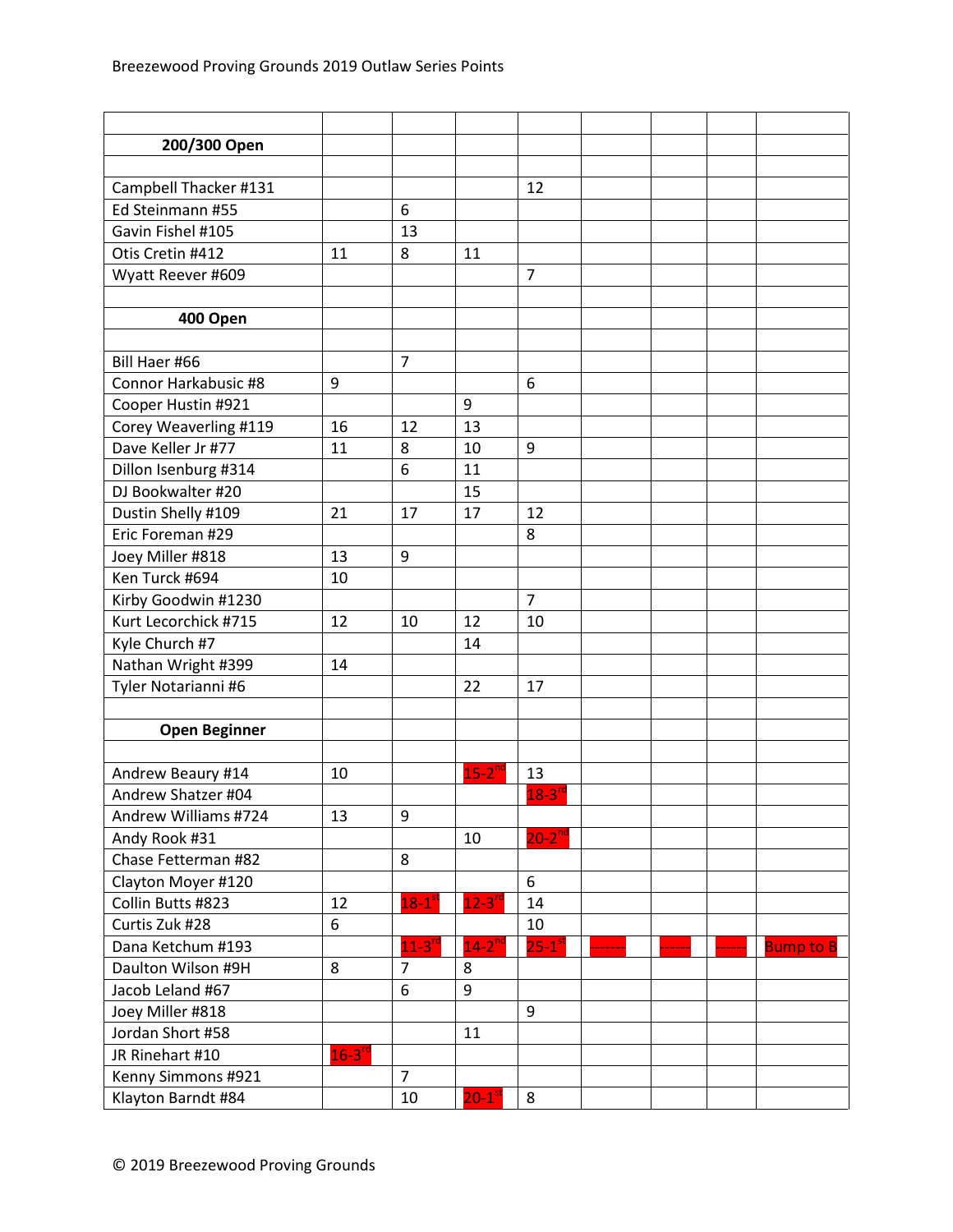Breezewood Proving Grounds 2019 Outlaw Series Points

| | | | | | | | | |
|---|---|---|---|---|---|---|---|---|
| **200/300 Open** | | | | | | | | |
| | | | | | | | | |
| Campbell Thacker #131 | | | | 12 | | | | |
| Ed Steinmann #55 | | 6 | | | | | | |
| Gavin Fishel #105 | | 13 | | | | | | |
| Otis Cretin #412 | 11 | 8 | 11 | | | | | |
| Wyatt Reever #609 | | | | 7 | | | | |
| | | | | | | | | |
| **400 Open** | | | | | | | | |
| | | | | | | | | |
| Bill Haer #66 | | 7 | | | | | | |
| Connor Harkabusic #8 | 9 | | | 6 | | | | |
| Cooper Hustin #921 | | | 9 | | | | | |
| Corey Weaverling #119 | 16 | 12 | 13 | | | | | |
| Dave Keller Jr #77 | 11 | 8 | 10 | 9 | | | | |
| Dillon Isenburg #314 | | 6 | 11 | | | | | |
| DJ Bookwalter #20 | | | 15 | | | | | |
| Dustin Shelly #109 | 21 | 17 | 17 | 12 | | | | |
| Eric Foreman #29 | | | | 8 | | | | |
| Joey Miller #818 | 13 | 9 | | | | | | |
| Ken Turck #694 | 10 | | | | | | | |
| Kirby Goodwin #1230 | | | | 7 | | | | |
| Kurt Lecorchick #715 | 12 | 10 | 12 | 10 | | | | |
| Kyle Church #7 | | | 14 | | | | | |
| Nathan Wright #399 | 14 | | | | | | | |
| Tyler Notarianni #6 | | | 22 | 17 | | | | |
| | | | | | | | | |
| **Open Beginner** | | | | | | | | |
| | | | | | | | | |
| Andrew Beaury #14 | 10 | | 15-2nd | 13 | | | | |
| Andrew Shatzer #04 | | | | 18-3rd | | | | |
| Andrew Williams #724 | 13 | 9 | | | | | | |
| Andy Rook #31 | | | 10 | 20-2nd | | | | |
| Chase Fetterman #82 | | 8 | | | | | | |
| Clayton Moyer #120 | | | | 6 | | | | |
| Collin Butts #823 | 12 | 18-1st | 12-3rd | 14 | | | | |
| Curtis Zuk #28 | 6 | | | 10 | | | | |
| Dana Ketchum #193 | | 11-3rd | 14-2nd | 25-1st | ------- | ------ | ------ | Bump to B |
| Daulton Wilson #9H | 8 | 7 | 8 | | | | | |
| Jacob Leland #67 | | 6 | 9 | | | | | |
| Joey Miller #818 | | | | 9 | | | | |
| Jordan Short #58 | | | 11 | | | | | |
| JR Rinehart #10 | 16-3rd | | | | | | | |
| Kenny Simmons #921 | | 7 | | | | | | |
| Klayton Barndt #84 | | 10 | 20-1st | 8 | | | | |

© 2019 Breezewood Proving Grounds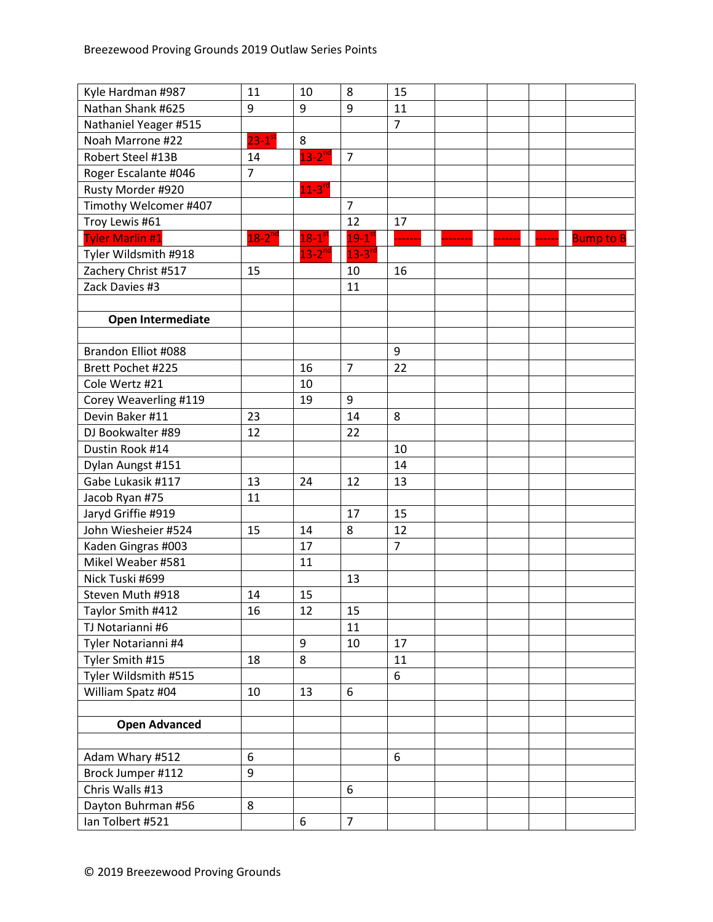| | | | | | | | | |
|---|---|---|---|---|---|---|---|---|
| Kyle Hardman #987 | 11 | 10 | 8 | 15 | | | | |
| Nathan Shank #625 | 9 | 9 | 9 | 11 | | | | |
| Nathaniel Yeager #515 | | | | 7 | | | | |
| Noah Marrone #22 | 23-1st | 8 | | | | | | |
| Robert Steel #13B | 14 | 13-2nd | 7 | | | | | |
| Roger Escalante #046 | 7 | | | | | | | |
| Rusty Morder #920 | | 11-3rd | | | | | | |
| Timothy Welcomer #407 | | | 7 | | | | | |
| Troy Lewis #61 | | | 12 | 17 | | | | |
| Tyler Marlin #1 | 18-2nd | 18-1st | 19-1st | ------- | -------- | ------- | ------ | Bump to B |
| Tyler Wildsmith #918 | | 13-2nd | 13-3rd | | | | | |
| Zachery Christ #517 | 15 | | 10 | 16 | | | | |
| Zack Davies #3 | | | 11 | | | | | |
| | | | | | | | | |
| **Open Intermediate** | | | | | | | | |
| | | | | | | | | |
| Brandon Elliot #088 | | | | 9 | | | | |
| Brett Pochet #225 | | 16 | 7 | 22 | | | | |
| Cole Wertz #21 | | 10 | | | | | | |
| Corey Weaverling #119 | | 19 | 9 | | | | | |
| Devin Baker #11 | 23 | | 14 | 8 | | | | |
| DJ Bookwalter #89 | 12 | | 22 | | | | | |
| Dustin Rook #14 | | | | 10 | | | | |
| Dylan Aungst #151 | | | | 14 | | | | |
| Gabe Lukasik #117 | 13 | 24 | 12 | 13 | | | | |
| Jacob Ryan #75 | 11 | | | | | | | |
| Jaryd Griffie #919 | | | 17 | 15 | | | | |
| John Wiesheier #524 | 15 | 14 | 8 | 12 | | | | |
| Kaden Gingras #003 | | 17 | | 7 | | | | |
| Mikel Weaber #581 | | 11 | | | | | | |
| Nick Tuski #699 | | | 13 | | | | | |
| Steven Muth #918 | 14 | 15 | | | | | | |
| Taylor Smith #412 | 16 | 12 | 15 | | | | | |
| TJ Notarianni #6 | | | 11 | | | | | |
| Tyler Notarianni #4 | | 9 | 10 | 17 | | | | |
| Tyler Smith #15 | 18 | 8 | | 11 | | | | |
| Tyler Wildsmith #515 | | | | 6 | | | | |
| William Spatz #04 | 10 | 13 | 6 | | | | | |
| | | | | | | | | |
| **Open Advanced** | | | | | | | | |
| | | | | | | | | |
| Adam Whary #512 | 6 | | | 6 | | | | |
| Brock Jumper #112 | 9 | | | | | | | |
| Chris Walls #13 | | | 6 | | | | | |
| Dayton Buhrman #56 | 8 | | | | | | | |
| Ian Tolbert #521 | | 6 | 7 | | | | | |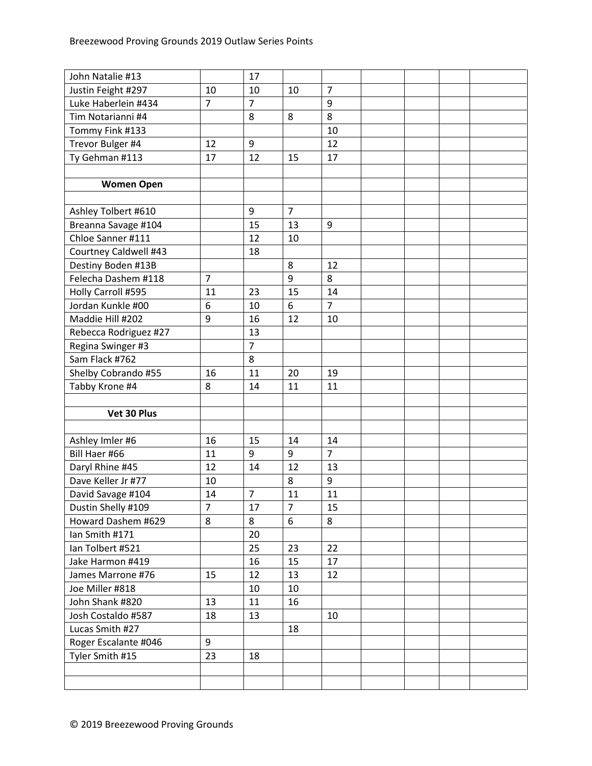| | | | | | | | | |
|---|---|---|---|---|---|---|---|---|
| John Natalie #13 | | 17 | | | | | | |
| Justin Feight #297 | 10 | 10 | 10 | 7 | | | | |
| Luke Haberlein #434 | 7 | 7 | | 9 | | | | |
| Tim Notarianni #4 | | 8 | 8 | 8 | | | | |
| Tommy Fink #133 | | | | 10 | | | | |
| Trevor Bulger #4 | 12 | 9 | | 12 | | | | |
| Ty Gehman #113 | 17 | 12 | 15 | 17 | | | | |
| | | | | | | | | |
| **Women Open** | | | | | | | | |
| | | | | | | | | |
| Ashley Tolbert #610 | | 9 | 7 | | | | | |
| Breanna Savage #104 | | 15 | 13 | 9 | | | | |
| Chloe Sanner #111 | | 12 | 10 | | | | | |
| Courtney Caldwell #43 | | 18 | | | | | | |
| Destiny Boden #13B | | | 8 | 12 | | | | |
| Felecha Dashem #118 | 7 | | 9 | 8 | | | | |
| Holly Carroll #595 | 11 | 23 | 15 | 14 | | | | |
| Jordan Kunkle #00 | 6 | 10 | 6 | 7 | | | | |
| Maddie Hill #202 | 9 | 16 | 12 | 10 | | | | |
| Rebecca Rodriguez #27 | | 13 | | | | | | |
| Regina Swinger #3 | | 7 | | | | | | |
| Sam Flack #762 | | 8 | | | | | | |
| Shelby Cobrando #55 | 16 | 11 | 20 | 19 | | | | |
| Tabby Krone #4 | 8 | 14 | 11 | 11 | | | | |
| | | | | | | | | |
| **Vet 30 Plus** | | | | | | | | |
| | | | | | | | | |
| Ashley Imler #6 | 16 | 15 | 14 | 14 | | | | |
| Bill Haer #66 | 11 | 9 | 9 | 7 | | | | |
| Daryl Rhine #45 | 12 | 14 | 12 | 13 | | | | |
| Dave Keller Jr #77 | 10 | | 8 | 9 | | | | |
| David Savage #104 | 14 | 7 | 11 | 11 | | | | |
| Dustin Shelly #109 | 7 | 17 | 7 | 15 | | | | |
| Howard Dashem #629 | 8 | 8 | 6 | 8 | | | | |
| Ian Smith #171 | | 20 | | | | | | |
| Ian Tolbert #521 | | 25 | 23 | 22 | | | | |
| Jake Harmon #419 | | 16 | 15 | 17 | | | | |
| James Marrone #76 | 15 | 12 | 13 | 12 | | | | |
| Joe Miller #818 | | 10 | 10 | | | | | |
| John Shank #820 | 13 | 11 | 16 | | | | | |
| Josh Costaldo #587 | 18 | 13 | | 10 | | | | |
| Lucas Smith #27 | | | 18 | | | | | |
| Roger Escalante #046 | 9 | | | | | | | |
| Tyler Smith #15 | 23 | 18 | | | | | | |
| | | | | | | | | |
| | | | | | | | | |

© 2019 Breezewood Proving Grounds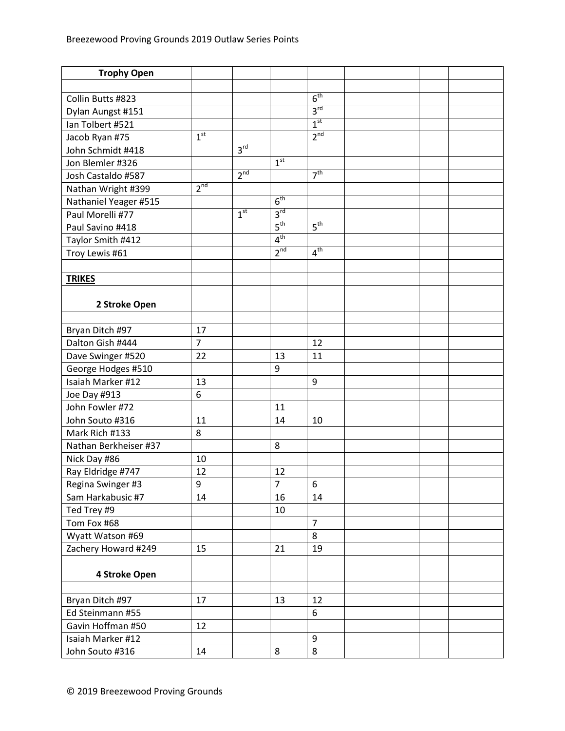| Trophy Open | | | | | | | | |
|---|---|---|---|---|---|---|---|---|
| | | | | | | | | |
| Collin Butts #823 | | | | 6th | | | | |
| Dylan Aungst #151 | | | | 3rd | | | | |
| Ian Tolbert #521 | | | | 1st | | | | |
| Jacob Ryan #75 | 1st | | | 2nd | | | | |
| John Schmidt #418 | | 3rd | | | | | | |
| Jon Blemler #326 | | | 1st | | | | | |
| Josh Castaldo #587 | | 2nd | | 7th | | | | |
| Nathan Wright #399 | 2nd | | | | | | | |
| Nathaniel Yeager #515 | | | 6th | | | | | |
| Paul Morelli #77 | | 1st | 3rd | | | | | |
| Paul Savino #418 | | | 5th | 5th | | | | |
| Taylor Smith #412 | | | 4th | | | | | |
| Troy Lewis #61 | | | 2nd | 4th | | | | |
| | | | | | | | | |
| **TRIKES** | | | | | | | | |
| | | | | | | | | |
| **2 Stroke Open** | | | | | | | | |
| | | | | | | | | |
| Bryan Ditch #97 | 17 | | | | | | | |
| Dalton Gish #444 | 7 | | | 12 | | | | |
| Dave Swinger #520 | 22 | | 13 | 11 | | | | |
| George Hodges #510 | | | 9 | | | | | |
| Isaiah Marker #12 | 13 | | | 9 | | | | |
| Joe Day #913 | 6 | | | | | | | |
| John Fowler #72 | | | 11 | | | | | |
| John Souto #316 | 11 | | 14 | 10 | | | | |
| Mark Rich #133 | 8 | | | | | | | |
| Nathan Berkheiser #37 | | | 8 | | | | | |
| Nick Day #86 | 10 | | | | | | | |
| Ray Eldridge #747 | 12 | | 12 | | | | | |
| Regina Swinger #3 | 9 | | 7 | 6 | | | | |
| Sam Harkabusic #7 | 14 | | 16 | 14 | | | | |
| Ted Trey #9 | | | 10 | | | | | |
| Tom Fox #68 | | | | 7 | | | | |
| Wyatt Watson #69 | | | | 8 | | | | |
| Zachery Howard #249 | 15 | | 21 | 19 | | | | |
| | | | | | | | | |
| **4 Stroke Open** | | | | | | | | |
| | | | | | | | | |
| Bryan Ditch #97 | 17 | | 13 | 12 | | | | |
| Ed Steinmann #55 | | | | 6 | | | | |
| Gavin Hoffman #50 | 12 | | | | | | | |
| Isaiah Marker #12 | | | | 9 | | | | |
| John Souto #316 | 14 | | 8 | 8 | | | | |

© 2019 Breezewood Proving Grounds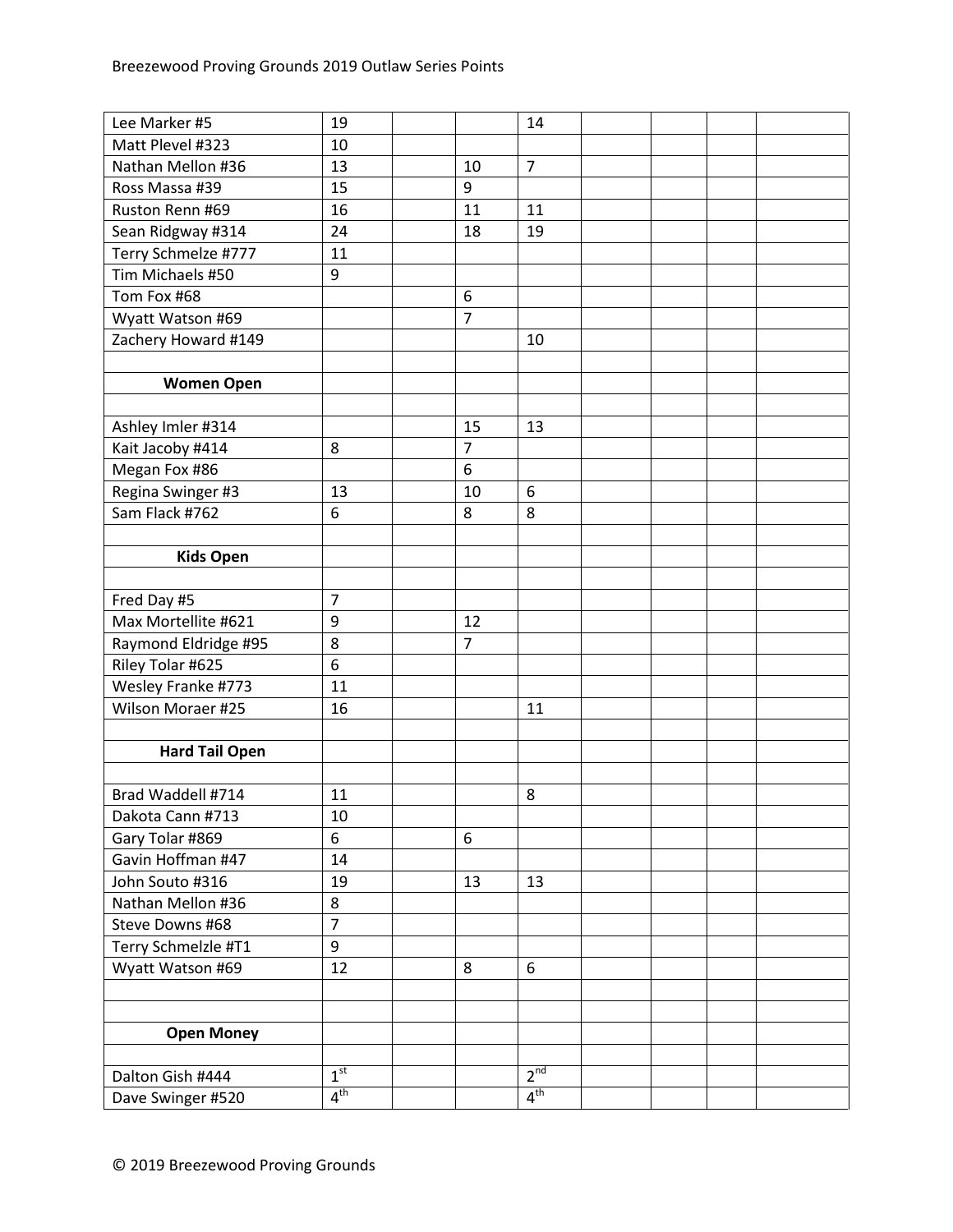| | | | | | | | | |
|---|---|---|---|---|---|---|---|---|
| Lee Marker #5 | 19 | | | 14 | | | | |
| Matt Plevel #323 | 10 | | | | | | | |
| Nathan Mellon #36 | 13 | | 10 | 7 | | | | |
| Ross Massa #39 | 15 | | 9 | | | | | |
| Ruston Renn #69 | 16 | | 11 | 11 | | | | |
| Sean Ridgway #314 | 24 | | 18 | 19 | | | | |
| Terry Schmelze #777 | 11 | | | | | | | |
| Tim Michaels #50 | 9 | | | | | | | |
| Tom Fox #68 | | | 6 | | | | | |
| Wyatt Watson #69 | | | 7 | | | | | |
| Zachery Howard #149 | | | | 10 | | | | |
| | | | | | | | | |
| **Women Open** | | | | | | | | |
| | | | | | | | | |
| Ashley Imler #314 | | | 15 | 13 | | | | |
| Kait Jacoby #414 | 8 | | 7 | | | | | |
| Megan Fox #86 | | | 6 | | | | | |
| Regina Swinger #3 | 13 | | 10 | 6 | | | | |
| Sam Flack #762 | 6 | | 8 | 8 | | | | |
| | | | | | | | | |
| **Kids Open** | | | | | | | | |
| | | | | | | | | |
| Fred Day #5 | 7 | | | | | | | |
| Max Mortellite #621 | 9 | | 12 | | | | | |
| Raymond Eldridge #95 | 8 | | 7 | | | | | |
| Riley Tolar #625 | 6 | | | | | | | |
| Wesley Franke #773 | 11 | | | | | | | |
| Wilson Moraer #25 | 16 | | | 11 | | | | |
| | | | | | | | | |
| **Hard Tail Open** | | | | | | | | |
| | | | | | | | | |
| Brad Waddell #714 | 11 | | | 8 | | | | |
| Dakota Cann #713 | 10 | | | | | | | |
| Gary Tolar #869 | 6 | | 6 | | | | | |
| Gavin Hoffman #47 | 14 | | | | | | | |
| John Souto #316 | 19 | | 13 | 13 | | | | |
| Nathan Mellon #36 | 8 | | | | | | | |
| Steve Downs #68 | 7 | | | | | | | |
| Terry Schmelzle #T1 | 9 | | | | | | | |
| Wyatt Watson #69 | 12 | | 8 | 6 | | | | |
| | | | | | | | | |
| | | | | | | | | |
| **Open Money** | | | | | | | | |
| | | | | | | | | |
| Dalton Gish #444 | 1st | | | 2nd | | | | |
| Dave Swinger #520 | 4th | | | 4th | | | | |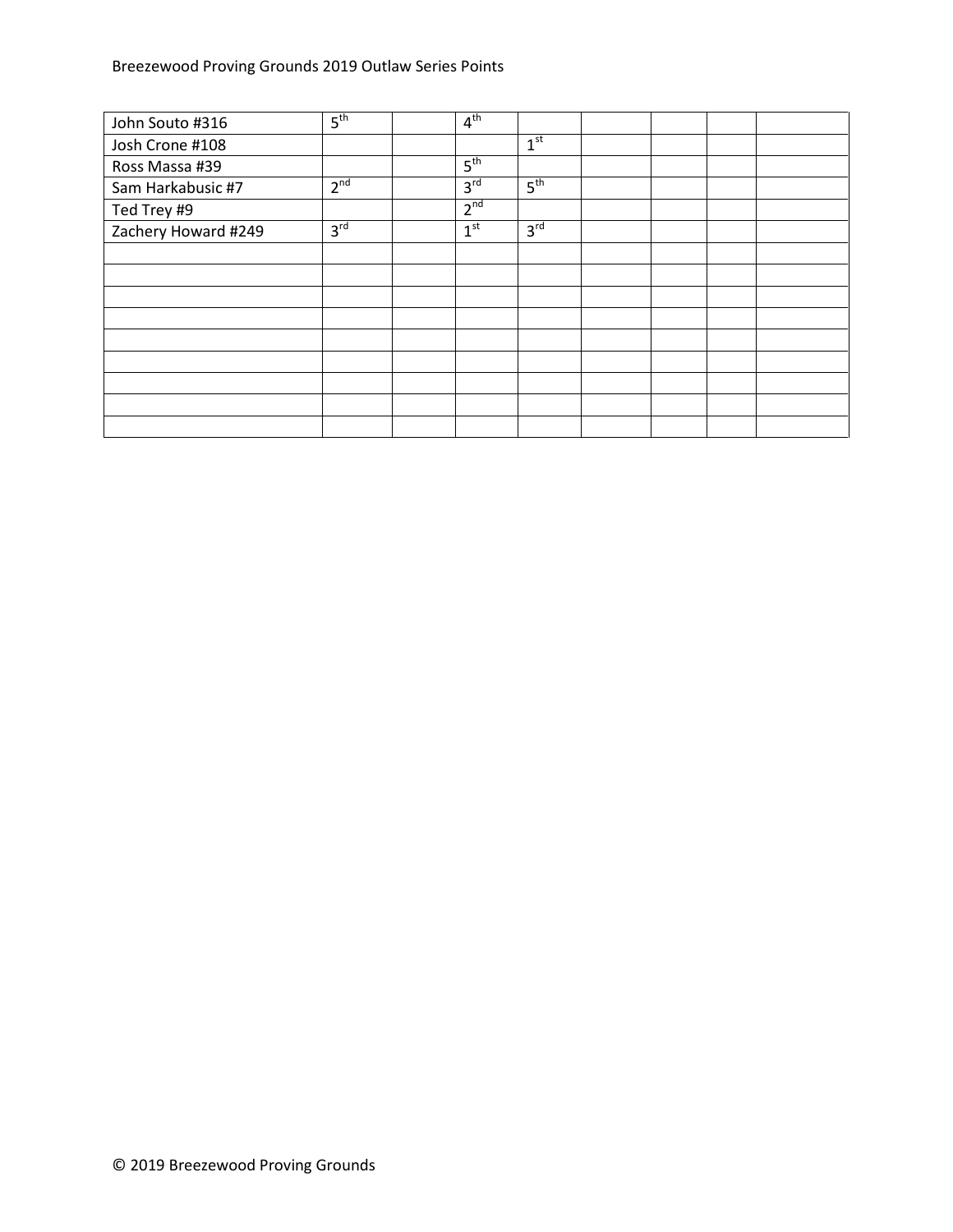| | | | | | | | | |
|---|---|---|---|---|---|---|---|---|
| John Souto #316 | 5th | | 4th | | | | | |
| Josh Crone #108 | | | | 1st | | | | |
| Ross Massa #39 | | | 5th | | | | | |
| Sam Harkabusic #7 | 2nd | | 3rd | 5th | | | | |
| Ted Trey #9 | | | 2nd | | | | | |
| Zachery Howard #249 | 3rd | | 1st | 3rd | | | | |
| | | | | | | | | |
| | | | | | | | | |
| | | | | | | | | |
| | | | | | | | | |
| | | | | | | | | |
| | | | | | | | | |
| | | | | | | | | |
| | | | | | | | | |
| | | | | | | | | |